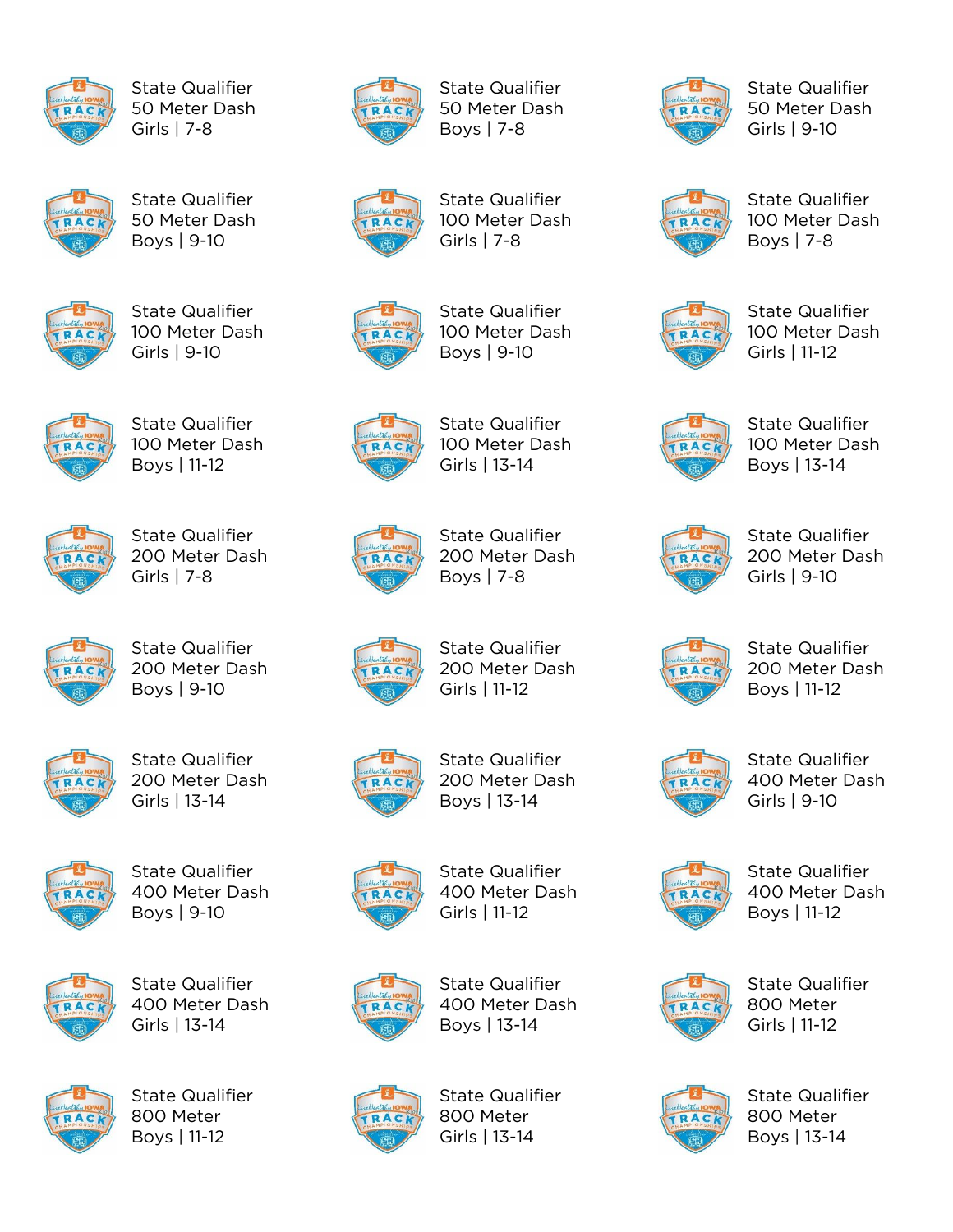State Qualifier
50 Meter Dash
Girls | 7-8

State Qualifier
50 Meter Dash
Boys | 7-8

State Qualifier
50 Meter Dash
Girls | 9-10

State Qualifier
50 Meter Dash
Boys | 9-10

State Qualifier
100 Meter Dash
Girls | 7-8

State Qualifier
100 Meter Dash
Boys | 7-8

State Qualifier
100 Meter Dash
Girls | 9-10

State Qualifier
100 Meter Dash
Boys | 9-10

State Qualifier
100 Meter Dash
Girls | 11-12

State Qualifier
100 Meter Dash
Boys | 11-12

State Qualifier
100 Meter Dash
Girls | 13-14

State Qualifier
100 Meter Dash
Boys | 13-14

State Qualifier
200 Meter Dash
Girls | 7-8

State Qualifier
200 Meter Dash
Boys | 7-8

State Qualifier
200 Meter Dash
Girls | 9-10

State Qualifier
200 Meter Dash
Boys | 9-10

State Qualifier
200 Meter Dash
Girls | 11-12

State Qualifier
200 Meter Dash
Boys | 11-12

State Qualifier
200 Meter Dash
Girls | 13-14

State Qualifier
200 Meter Dash
Boys | 13-14

State Qualifier
400 Meter Dash
Girls | 9-10

State Qualifier
400 Meter Dash
Boys | 9-10

State Qualifier
400 Meter Dash
Girls | 11-12

State Qualifier
400 Meter Dash
Boys | 11-12

State Qualifier
400 Meter Dash
Girls | 13-14

State Qualifier
400 Meter Dash
Boys | 13-14

State Qualifier
800 Meter
Girls | 11-12

State Qualifier
800 Meter
Boys | 11-12

State Qualifier
800 Meter
Girls | 13-14

State Qualifier
800 Meter
Boys | 13-14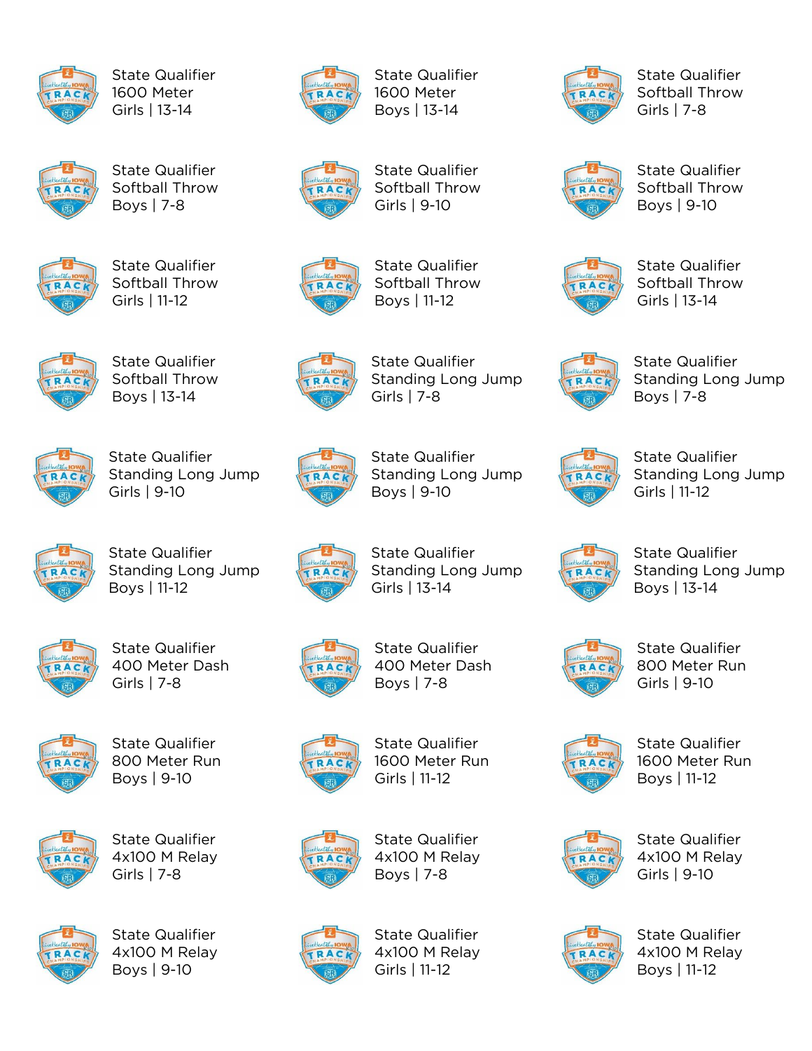State Qualifier
1600 Meter
Girls | 13-14

State Qualifier
1600 Meter
Boys | 13-14

State Qualifier
Softball Throw
Girls | 7-8

State Qualifier
Softball Throw
Boys | 7-8

State Qualifier
Softball Throw
Girls | 9-10

State Qualifier
Softball Throw
Boys | 9-10

State Qualifier
Softball Throw
Girls | 11-12

State Qualifier
Softball Throw
Boys | 11-12

State Qualifier
Softball Throw
Girls | 13-14

State Qualifier
Softball Throw
Boys | 13-14

State Qualifier
Standing Long Jump
Girls | 7-8

State Qualifier
Standing Long Jump
Boys | 7-8

State Qualifier
Standing Long Jump
Girls | 9-10

State Qualifier
Standing Long Jump
Boys | 9-10

State Qualifier
Standing Long Jump
Girls | 11-12

State Qualifier
Standing Long Jump
Boys | 11-12

State Qualifier
Standing Long Jump
Girls | 13-14

State Qualifier
Standing Long Jump
Boys | 13-14

State Qualifier
400 Meter Dash
Girls | 7-8

State Qualifier
400 Meter Dash
Boys | 7-8

State Qualifier
800 Meter Run
Girls | 9-10

State Qualifier
800 Meter Run
Boys | 9-10

State Qualifier
1600 Meter Run
Girls | 11-12

State Qualifier
1600 Meter Run
Boys | 11-12

State Qualifier
4x100 M Relay
Girls | 7-8

State Qualifier
4x100 M Relay
Boys | 7-8

State Qualifier
4x100 M Relay
Girls | 9-10

State Qualifier
4x100 M Relay
Boys | 9-10

State Qualifier
4x100 M Relay
Girls | 11-12

State Qualifier
4x100 M Relay
Boys | 11-12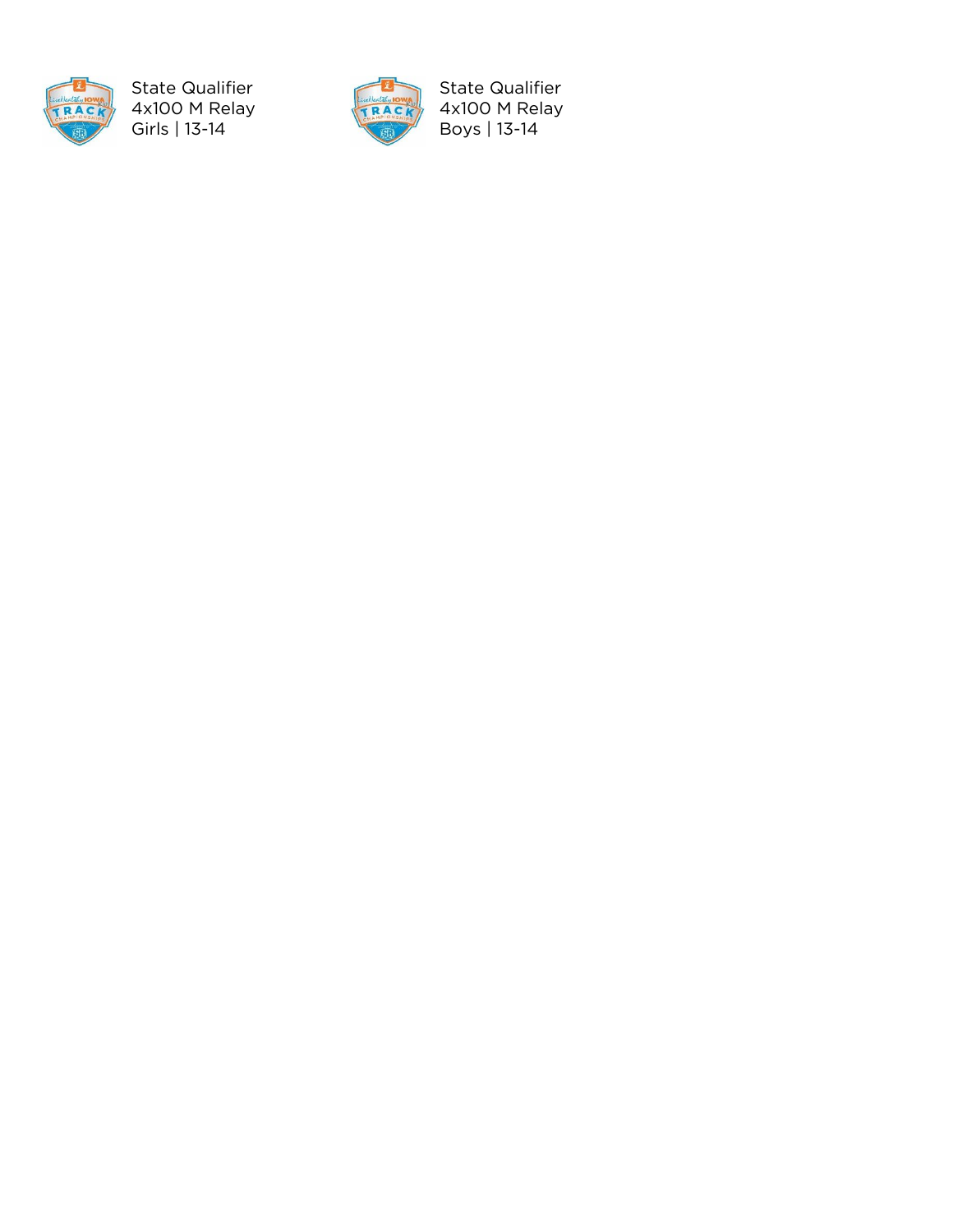State Qualifier
4x100 M Relay
Girls | 13-14

State Qualifier
4x100 M Relay
Boys | 13-14